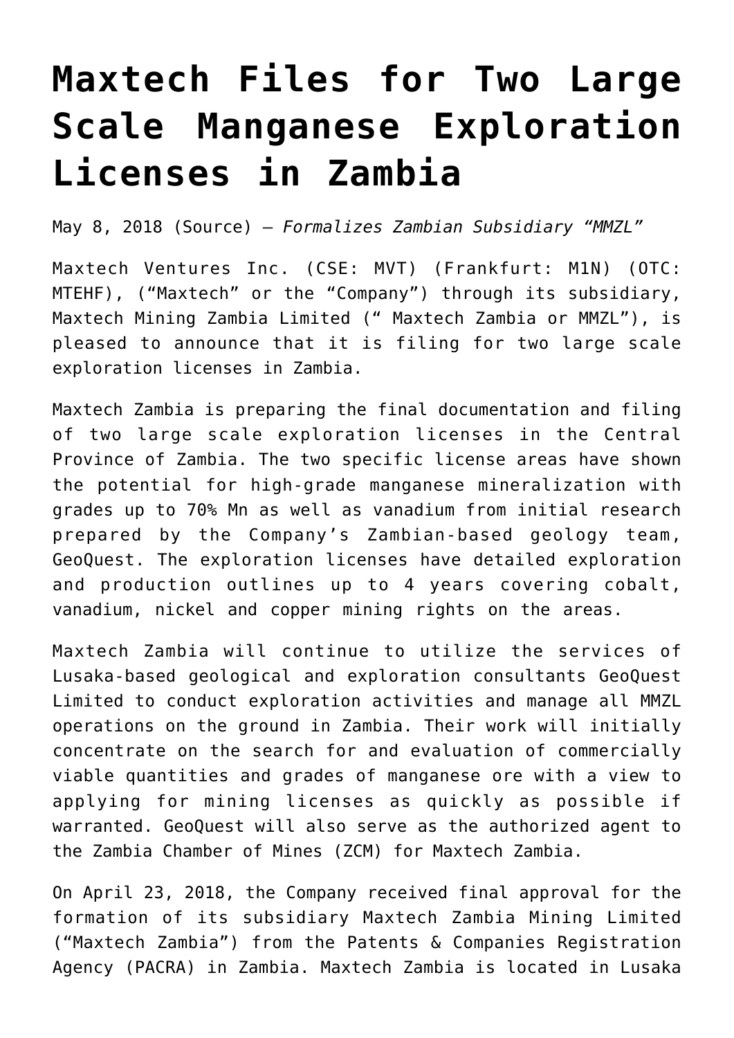# Maxtech Files for Two Large Scale Manganese Exploration Licenses in Zambia

May 8, 2018 (Source) — *Formalizes Zambian Subsidiary "MMZL"*

Maxtech Ventures Inc. (CSE: MVT) (Frankfurt: M1N) (OTC: MTEHF), ("Maxtech" or the "Company") through its subsidiary, Maxtech Mining Zambia Limited (" Maxtech Zambia or MMZL"), is pleased to announce that it is filing for two large scale exploration licenses in Zambia.

Maxtech Zambia is preparing the final documentation and filing of two large scale exploration licenses in the Central Province of Zambia. The two specific license areas have shown the potential for high-grade manganese mineralization with grades up to 70% Mn as well as vanadium from initial research prepared by the Company's Zambian-based geology team, GeoQuest. The exploration licenses have detailed exploration and production outlines up to 4 years covering cobalt, vanadium, nickel and copper mining rights on the areas.

Maxtech Zambia will continue to utilize the services of Lusaka-based geological and exploration consultants GeoQuest Limited to conduct exploration activities and manage all MMZL operations on the ground in Zambia. Their work will initially concentrate on the search for and evaluation of commercially viable quantities and grades of manganese ore with a view to applying for mining licenses as quickly as possible if warranted. GeoQuest will also serve as the authorized agent to the Zambia Chamber of Mines (ZCM) for Maxtech Zambia.

On April 23, 2018, the Company received final approval for the formation of its subsidiary Maxtech Zambia Mining Limited ("Maxtech Zambia") from the Patents & Companies Registration Agency (PACRA) in Zambia. Maxtech Zambia is located in Lusaka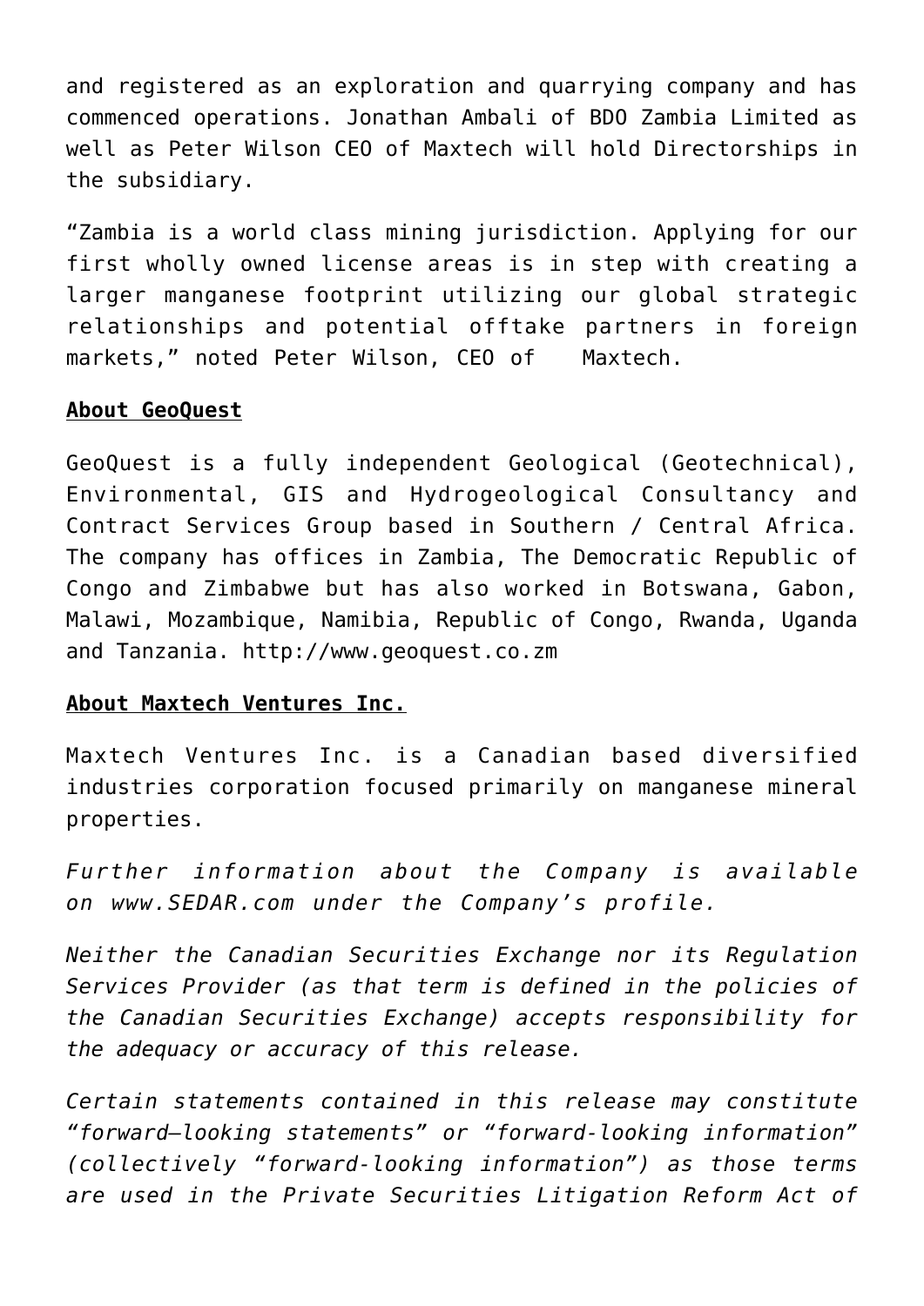and registered as an exploration and quarrying company and has commenced operations. Jonathan Ambali of BDO Zambia Limited as well as Peter Wilson CEO of Maxtech will hold Directorships in the subsidiary.

"Zambia is a world class mining jurisdiction. Applying for our first wholly owned license areas is in step with creating a larger manganese footprint utilizing our global strategic relationships and potential offtake partners in foreign markets," noted Peter Wilson, CEO of Maxtech.

**About GeoQuest**

GeoQuest is a fully independent Geological (Geotechnical), Environmental, GIS and Hydrogeological Consultancy and Contract Services Group based in Southern / Central Africa. The company has offices in Zambia, The Democratic Republic of Congo and Zimbabwe but has also worked in Botswana, Gabon, Malawi, Mozambique, Namibia, Republic of Congo, Rwanda, Uganda and Tanzania. http://www.geoquest.co.zm

**About Maxtech Ventures Inc.**

Maxtech Ventures Inc. is a Canadian based diversified industries corporation focused primarily on manganese mineral properties.

*Further information about the Company is available on www.SEDAR.com under the Company's profile.*

*Neither the Canadian Securities Exchange nor its Regulation Services Provider (as that term is defined in the policies of the Canadian Securities Exchange) accepts responsibility for the adequacy or accuracy of this release.*

*Certain statements contained in this release may constitute "forward–looking statements" or "forward-looking information" (collectively "forward-looking information") as those terms are used in the Private Securities Litigation Reform Act of*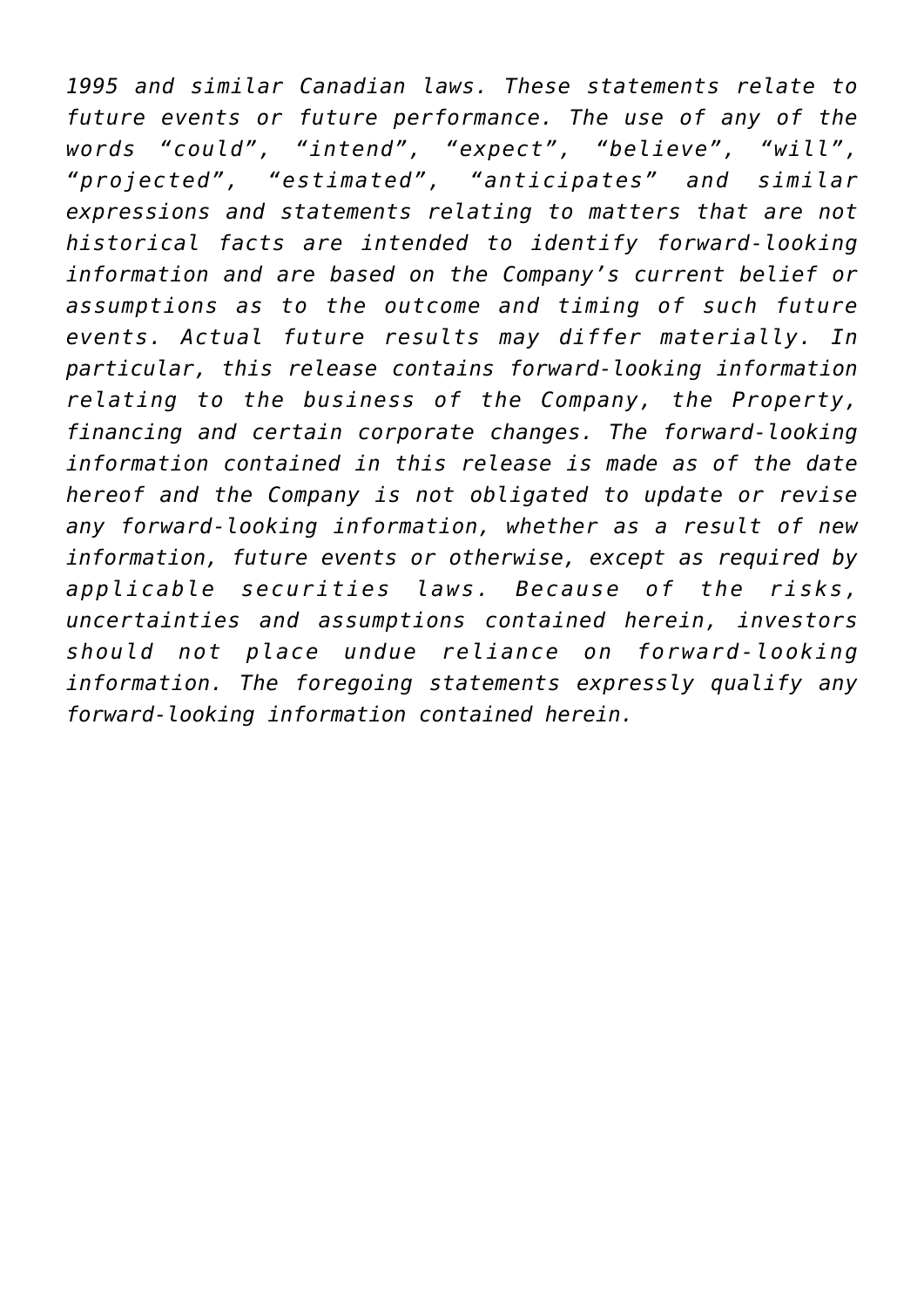*1995 and similar Canadian laws. These statements relate to future events or future performance. The use of any of the words “could”, “intend”, “expect”, “believe”, “will”, “projected”, “estimated”, “anticipates” and similar expressions and statements relating to matters that are not historical facts are intended to identify forward-looking information and are based on the Company’s current belief or assumptions as to the outcome and timing of such future events. Actual future results may differ materially. In particular, this release contains forward-looking information relating to the business of the Company, the Property, financing and certain corporate changes. The forward-looking information contained in this release is made as of the date hereof and the Company is not obligated to update or revise any forward-looking information, whether as a result of new information, future events or otherwise, except as required by applicable securities laws. Because of the risks, uncertainties and assumptions contained herein, investors should not place undue reliance on forward-looking information. The foregoing statements expressly qualify any forward-looking information contained herein.*